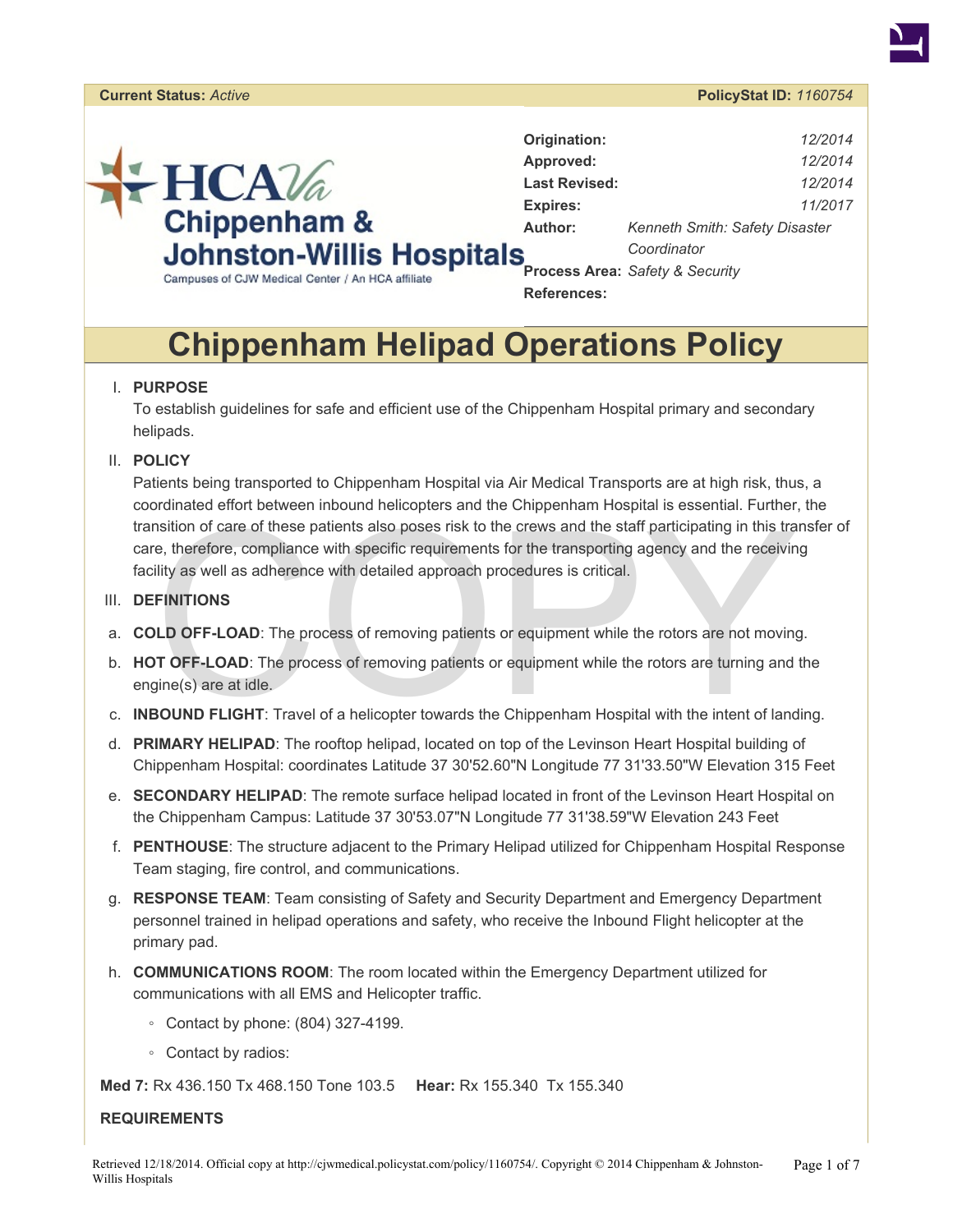**Current Status:** *Active* **PolicyStat ID:** *1160754*

HCA Va
Chippenham & Johnston-Willis Hospitals
Campuses of CJW Medical Center / An HCA affiliate

| | |
|---|---|
| **Origination:** | *12/2014* |
| **Approved:** | *12/2014* |
| **Last Revised:** | *12/2014* |
| **Expires:** | *11/2017* |
| **Author:** | *Kenneth Smith: Safety Disaster Coordinator* |
| **Process Area:** | *Safety & Security* |
| **References:** | |

# Chippenham Helipad Operations Policy

I. **PURPOSE**

To establish guidelines for safe and efficient use of the Chippenham Hospital primary and secondary helipads.

II. **POLICY**

Patients being transported to Chippenham Hospital via Air Medical Transports are at high risk, thus, a coordinated effort between inbound helicopters and the Chippenham Hospital is essential. Further, the transition of care of these patients also poses risk to the crews and the staff participating in this transfer of care, therefore, compliance with specific requirements for the transporting agency and the receiving facility as well as adherence with detailed approach procedures is critical.

III. **DEFINITIONS**

a. **COLD OFF-LOAD**: The process of removing patients or equipment while the rotors are not moving.

b. **HOT OFF-LOAD**: The process of removing patients or equipment while the rotors are turning and the engine(s) are at idle.

c. **INBOUND FLIGHT**: Travel of a helicopter towards the Chippenham Hospital with the intent of landing.

d. **PRIMARY HELIPAD**: The rooftop helipad, located on top of the Levinson Heart Hospital building of Chippenham Hospital: coordinates Latitude 37 30'52.60"N Longitude 77 31'33.50"W Elevation 315 Feet

e. **SECONDARY HELIPAD**: The remote surface helipad located in front of the Levinson Heart Hospital on the Chippenham Campus: Latitude 37 30'53.07"N Longitude 77 31'38.59"W Elevation 243 Feet

f. **PENTHOUSE**: The structure adjacent to the Primary Helipad utilized for Chippenham Hospital Response Team staging, fire control, and communications.

g. **RESPONSE TEAM**: Team consisting of Safety and Security Department and Emergency Department personnel trained in helipad operations and safety, who receive the Inbound Flight helicopter at the primary pad.

h. **COMMUNICATIONS ROOM**: The room located within the Emergency Department utilized for communications with all EMS and Helicopter traffic.

- Contact by phone: (804) 327-4199.
- Contact by radios:

**Med 7:** Rx 436.150 Tx 468.150 Tone 103.5 **Hear:** Rx 155.340 Tx 155.340

**REQUIREMENTS**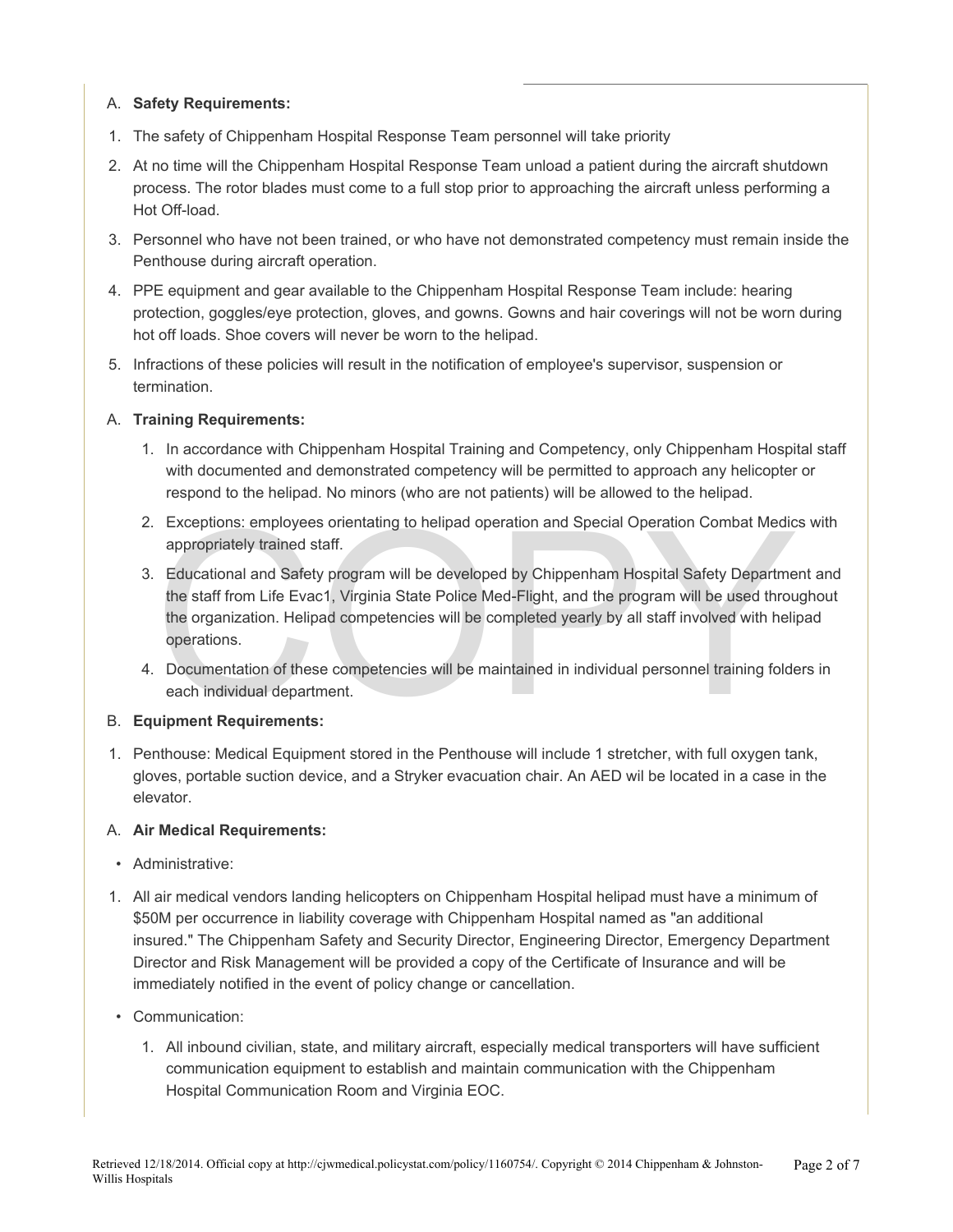A. **Safety Requirements:**

1. The safety of Chippenham Hospital Response Team personnel will take priority
2. At no time will the Chippenham Hospital Response Team unload a patient during the aircraft shutdown process. The rotor blades must come to a full stop prior to approaching the aircraft unless performing a Hot Off-load.
3. Personnel who have not been trained, or who have not demonstrated competency must remain inside the Penthouse during aircraft operation.
4. PPE equipment and gear available to the Chippenham Hospital Response Team include: hearing protection, goggles/eye protection, gloves, and gowns. Gowns and hair coverings will not be worn during hot off loads. Shoe covers will never be worn to the helipad.
5. Infractions of these policies will result in the notification of employee's supervisor, suspension or termination.

A. **Training Requirements:**

   1. In accordance with Chippenham Hospital Training and Competency, only Chippenham Hospital staff with documented and demonstrated competency will be permitted to approach any helicopter or respond to the helipad. No minors (who are not patients) will be allowed to the helipad.
   2. Exceptions: employees orientating to helipad operation and Special Operation Combat Medics with appropriately trained staff.
   3. Educational and Safety program will be developed by Chippenham Hospital Safety Department and the staff from Life Evac1, Virginia State Police Med-Flight, and the program will be used throughout the organization. Helipad competencies will be completed yearly by all staff involved with helipad operations.
   4. Documentation of these competencies will be maintained in individual personnel training folders in each individual department.

B. **Equipment Requirements:**

1. Penthouse: Medical Equipment stored in the Penthouse will include 1 stretcher, with full oxygen tank, gloves, portable suction device, and a Stryker evacuation chair. An AED wil be located in a case in the elevator.

A. **Air Medical Requirements:**

- Administrative:

1. All air medical vendors landing helicopters on Chippenham Hospital helipad must have a minimum of $50M per occurrence in liability coverage with Chippenham Hospital named as "an additional insured." The Chippenham Safety and Security Director, Engineering Director, Emergency Department Director and Risk Management will be provided a copy of the Certificate of Insurance and will be immediately notified in the event of policy change or cancellation.

- Communication:

   1. All inbound civilian, state, and military aircraft, especially medical transporters will have sufficient communication equipment to establish and maintain communication with the Chippenham Hospital Communication Room and Virginia EOC.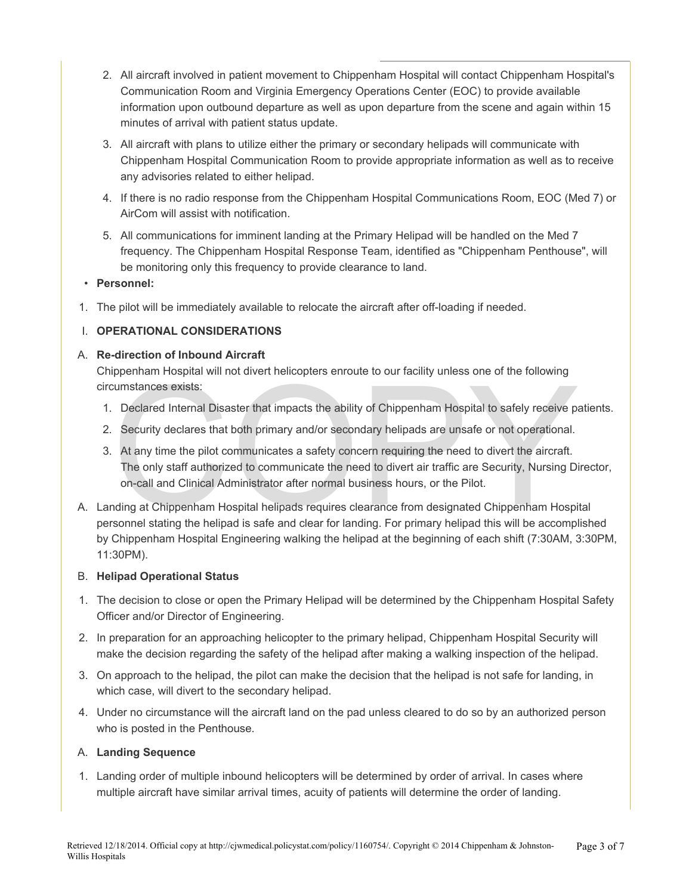2. All aircraft involved in patient movement to Chippenham Hospital will contact Chippenham Hospital's Communication Room and Virginia Emergency Operations Center (EOC) to provide available information upon outbound departure as well as upon departure from the scene and again within 15 minutes of arrival with patient status update.
3. All aircraft with plans to utilize either the primary or secondary helipads will communicate with Chippenham Hospital Communication Room to provide appropriate information as well as to receive any advisories related to either helipad.
4. If there is no radio response from the Chippenham Hospital Communications Room, EOC (Med 7) or AirCom will assist with notification.
5. All communications for imminent landing at the Primary Helipad will be handled on the Med 7 frequency. The Chippenham Hospital Response Team, identified as "Chippenham Penthouse", will be monitoring only this frequency to provide clearance to land.

- **Personnel:**

1. The pilot will be immediately available to relocate the aircraft after off-loading if needed.

I. **OPERATIONAL CONSIDERATIONS**

A. **Re-direction of Inbound Aircraft**

Chippenham Hospital will not divert helicopters enroute to our facility unless one of the following circumstances exists:

1. Declared Internal Disaster that impacts the ability of Chippenham Hospital to safely receive patients.
2. Security declares that both primary and/or secondary helipads are unsafe or not operational.
3. At any time the pilot communicates a safety concern requiring the need to divert the aircraft. The only staff authorized to communicate the need to divert air traffic are Security, Nursing Director, on-call and Clinical Administrator after normal business hours, or the Pilot.

A. Landing at Chippenham Hospital helipads requires clearance from designated Chippenham Hospital personnel stating the helipad is safe and clear for landing. For primary helipad this will be accomplished by Chippenham Hospital Engineering walking the helipad at the beginning of each shift (7:30AM, 3:30PM, 11:30PM).

B. **Helipad Operational Status**

1. The decision to close or open the Primary Helipad will be determined by the Chippenham Hospital Safety Officer and/or Director of Engineering.
2. In preparation for an approaching helicopter to the primary helipad, Chippenham Hospital Security will make the decision regarding the safety of the helipad after making a walking inspection of the helipad.
3. On approach to the helipad, the pilot can make the decision that the helipad is not safe for landing, in which case, will divert to the secondary helipad.
4. Under no circumstance will the aircraft land on the pad unless cleared to do so by an authorized person who is posted in the Penthouse.

A. **Landing Sequence**

1. Landing order of multiple inbound helicopters will be determined by order of arrival. In cases where multiple aircraft have similar arrival times, acuity of patients will determine the order of landing.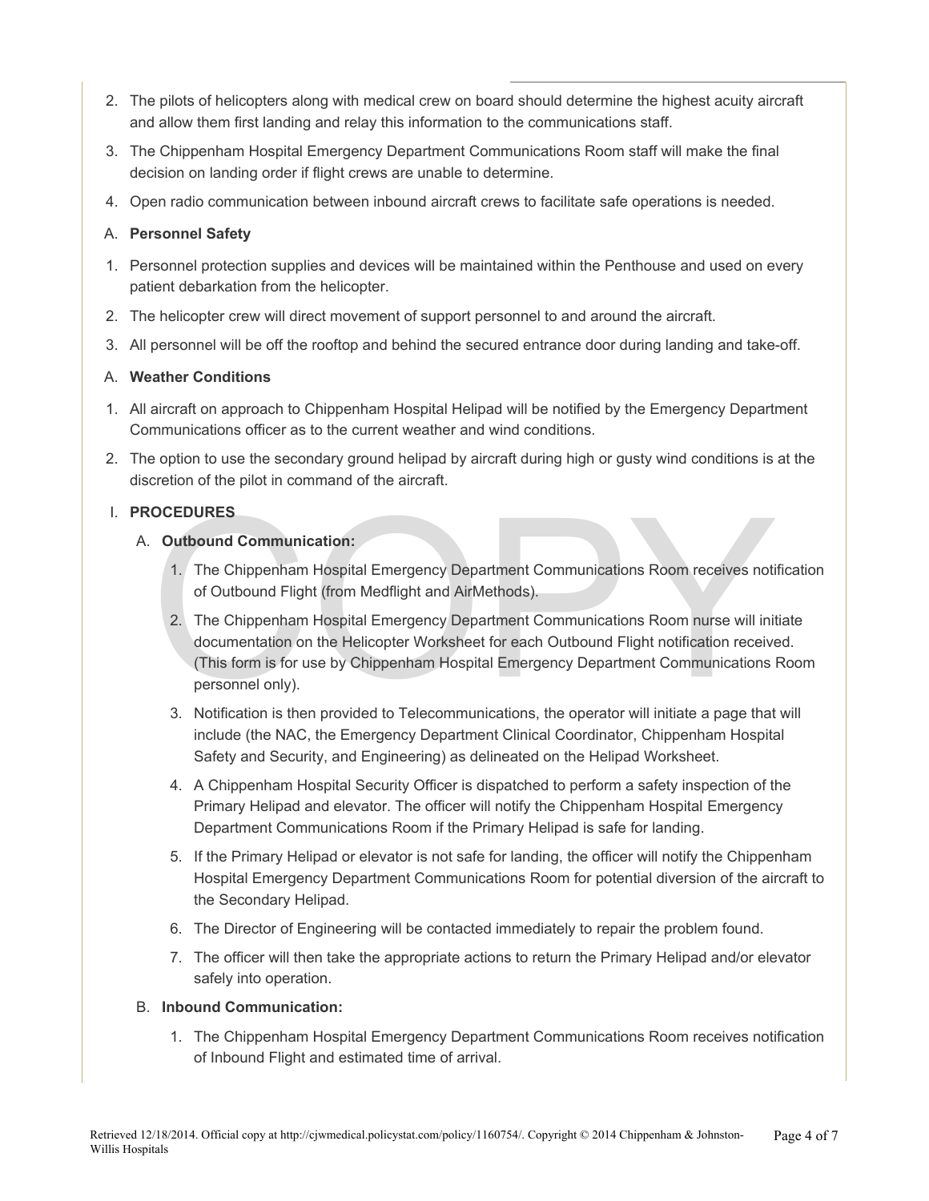2. The pilots of helicopters along with medical crew on board should determine the highest acuity aircraft and allow them first landing and relay this information to the communications staff.
3. The Chippenham Hospital Emergency Department Communications Room staff will make the final decision on landing order if flight crews are unable to determine.
4. Open radio communication between inbound aircraft crews to facilitate safe operations is needed.

A. **Personnel Safety**

1. Personnel protection supplies and devices will be maintained within the Penthouse and used on every patient debarkation from the helicopter.
2. The helicopter crew will direct movement of support personnel to and around the aircraft.
3. All personnel will be off the rooftop and behind the secured entrance door during landing and take-off.

A. **Weather Conditions**

1. All aircraft on approach to Chippenham Hospital Helipad will be notified by the Emergency Department Communications officer as to the current weather and wind conditions.
2. The option to use the secondary ground helipad by aircraft during high or gusty wind conditions is at the discretion of the pilot in command of the aircraft.

I. **PROCEDURES**

A. **Outbound Communication:**

1. The Chippenham Hospital Emergency Department Communications Room receives notification of Outbound Flight (from Medflight and AirMethods).
2. The Chippenham Hospital Emergency Department Communications Room nurse will initiate documentation on the Helicopter Worksheet for each Outbound Flight notification received. (This form is for use by Chippenham Hospital Emergency Department Communications Room personnel only).
3. Notification is then provided to Telecommunications, the operator will initiate a page that will include (the NAC, the Emergency Department Clinical Coordinator, Chippenham Hospital Safety and Security, and Engineering) as delineated on the Helipad Worksheet.
4. A Chippenham Hospital Security Officer is dispatched to perform a safety inspection of the Primary Helipad and elevator. The officer will notify the Chippenham Hospital Emergency Department Communications Room if the Primary Helipad is safe for landing.
5. If the Primary Helipad or elevator is not safe for landing, the officer will notify the Chippenham Hospital Emergency Department Communications Room for potential diversion of the aircraft to the Secondary Helipad.
6. The Director of Engineering will be contacted immediately to repair the problem found.
7. The officer will then take the appropriate actions to return the Primary Helipad and/or elevator safely into operation.

B. **Inbound Communication:**

1. The Chippenham Hospital Emergency Department Communications Room receives notification of Inbound Flight and estimated time of arrival.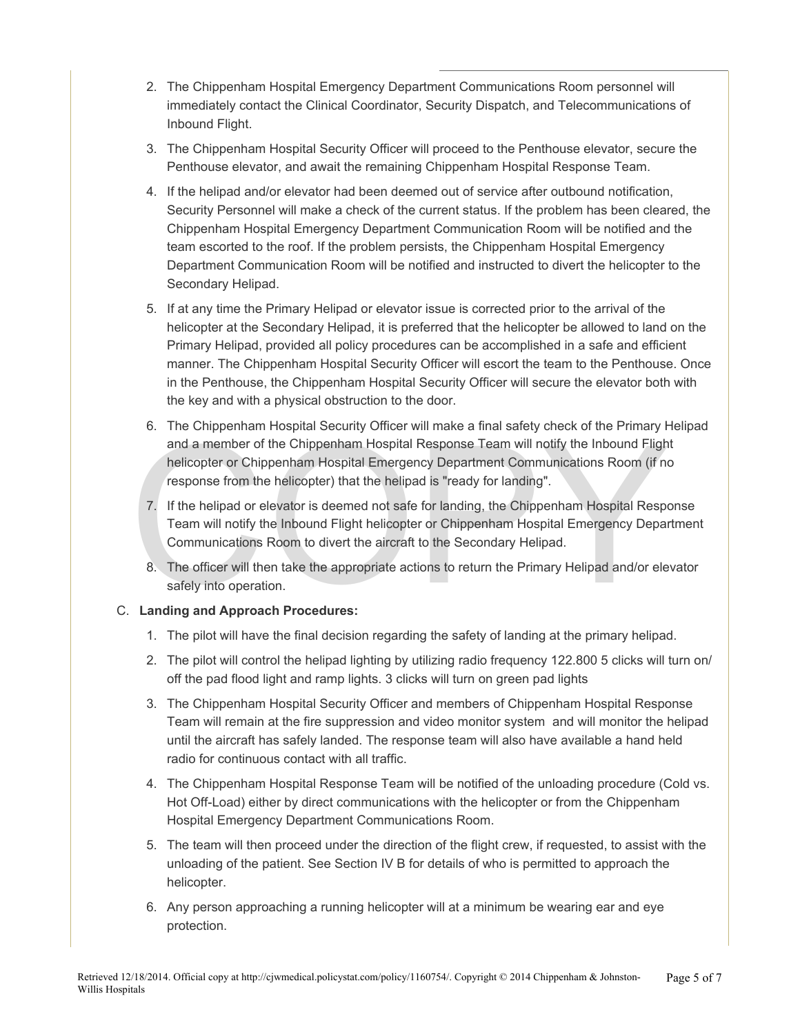2. The Chippenham Hospital Emergency Department Communications Room personnel will immediately contact the Clinical Coordinator, Security Dispatch, and Telecommunications of Inbound Flight.
3. The Chippenham Hospital Security Officer will proceed to the Penthouse elevator, secure the Penthouse elevator, and await the remaining Chippenham Hospital Response Team.
4. If the helipad and/or elevator had been deemed out of service after outbound notification, Security Personnel will make a check of the current status. If the problem has been cleared, the Chippenham Hospital Emergency Department Communication Room will be notified and the team escorted to the roof. If the problem persists, the Chippenham Hospital Emergency Department Communication Room will be notified and instructed to divert the helicopter to the Secondary Helipad.
5. If at any time the Primary Helipad or elevator issue is corrected prior to the arrival of the helicopter at the Secondary Helipad, it is preferred that the helicopter be allowed to land on the Primary Helipad, provided all policy procedures can be accomplished in a safe and efficient manner. The Chippenham Hospital Security Officer will escort the team to the Penthouse. Once in the Penthouse, the Chippenham Hospital Security Officer will secure the elevator both with the key and with a physical obstruction to the door.
6. The Chippenham Hospital Security Officer will make a final safety check of the Primary Helipad and a member of the Chippenham Hospital Response Team will notify the Inbound Flight helicopter or Chippenham Hospital Emergency Department Communications Room (if no response from the helicopter) that the helipad is "ready for landing".
7. If the helipad or elevator is deemed not safe for landing, the Chippenham Hospital Response Team will notify the Inbound Flight helicopter or Chippenham Hospital Emergency Department Communications Room to divert the aircraft to the Secondary Helipad.
8. The officer will then take the appropriate actions to return the Primary Helipad and/or elevator safely into operation.

C. **Landing and Approach Procedures:**

1. The pilot will have the final decision regarding the safety of landing at the primary helipad.
2. The pilot will control the helipad lighting by utilizing radio frequency 122.800 5 clicks will turn on/off the pad flood light and ramp lights. 3 clicks will turn on green pad lights
3. The Chippenham Hospital Security Officer and members of Chippenham Hospital Response Team will remain at the fire suppression and video monitor system and will monitor the helipad until the aircraft has safely landed. The response team will also have available a hand held radio for continuous contact with all traffic.
4. The Chippenham Hospital Response Team will be notified of the unloading procedure (Cold vs. Hot Off-Load) either by direct communications with the helicopter or from the Chippenham Hospital Emergency Department Communications Room.
5. The team will then proceed under the direction of the flight crew, if requested, to assist with the unloading of the patient. See Section IV B for details of who is permitted to approach the helicopter.
6. Any person approaching a running helicopter will at a minimum be wearing ear and eye protection.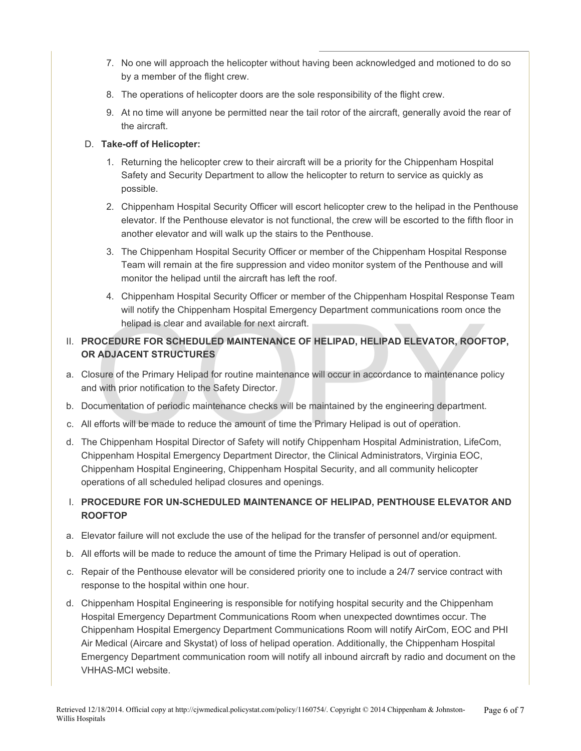7. No one will approach the helicopter without having been acknowledged and motioned to do so by a member of the flight crew.
8. The operations of helicopter doors are the sole responsibility of the flight crew.
9. At no time will anyone be permitted near the tail rotor of the aircraft, generally avoid the rear of the aircraft.

D. **Take-off of Helicopter:**

1. Returning the helicopter crew to their aircraft will be a priority for the Chippenham Hospital Safety and Security Department to allow the helicopter to return to service as quickly as possible.
2. Chippenham Hospital Security Officer will escort helicopter crew to the helipad in the Penthouse elevator. If the Penthouse elevator is not functional, the crew will be escorted to the fifth floor in another elevator and will walk up the stairs to the Penthouse.
3. The Chippenham Hospital Security Officer or member of the Chippenham Hospital Response Team will remain at the fire suppression and video monitor system of the Penthouse and will monitor the helipad until the aircraft has left the roof.
4. Chippenham Hospital Security Officer or member of the Chippenham Hospital Response Team will notify the Chippenham Hospital Emergency Department communications room once the helipad is clear and available for next aircraft.

II. **PROCEDURE FOR SCHEDULED MAINTENANCE OF HELIPAD, HELIPAD ELEVATOR, ROOFTOP, OR ADJACENT STRUCTURES**

a. Closure of the Primary Helipad for routine maintenance will occur in accordance to maintenance policy and with prior notification to the Safety Director.

b. Documentation of periodic maintenance checks will be maintained by the engineering department.

c. All efforts will be made to reduce the amount of time the Primary Helipad is out of operation.

d. The Chippenham Hospital Director of Safety will notify Chippenham Hospital Administration, LifeCom, Chippenham Hospital Emergency Department Director, the Clinical Administrators, Virginia EOC, Chippenham Hospital Engineering, Chippenham Hospital Security, and all community helicopter operations of all scheduled helipad closures and openings.

I. **PROCEDURE FOR UN-SCHEDULED MAINTENANCE OF HELIPAD, PENTHOUSE ELEVATOR AND ROOFTOP**

a. Elevator failure will not exclude the use of the helipad for the transfer of personnel and/or equipment.

b. All efforts will be made to reduce the amount of time the Primary Helipad is out of operation.

c. Repair of the Penthouse elevator will be considered priority one to include a 24/7 service contract with response to the hospital within one hour.

d. Chippenham Hospital Engineering is responsible for notifying hospital security and the Chippenham Hospital Emergency Department Communications Room when unexpected downtimes occur. The Chippenham Hospital Emergency Department Communications Room will notify AirCom, EOC and PHI Air Medical (Aircare and Skystat) of loss of helipad operation. Additionally, the Chippenham Hospital Emergency Department communication room will notify all inbound aircraft by radio and document on the VHHAS-MCI website.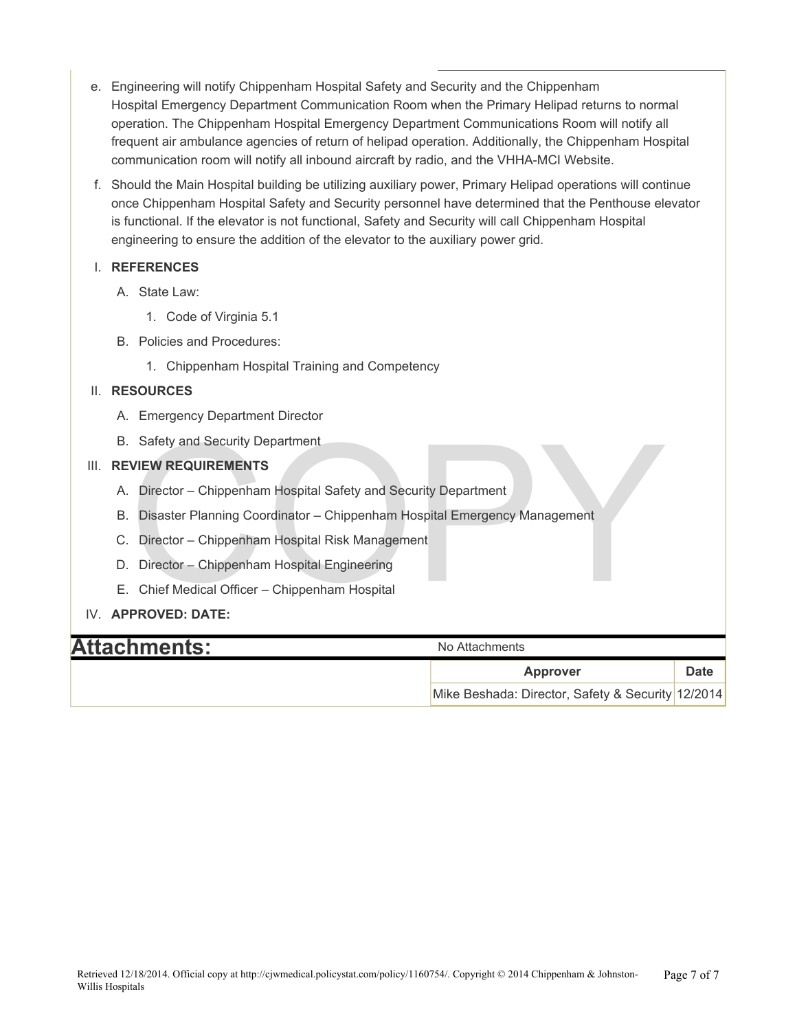e. Engineering will notify Chippenham Hospital Safety and Security and the Chippenham Hospital Emergency Department Communication Room when the Primary Helipad returns to normal operation. The Chippenham Hospital Emergency Department Communications Room will notify all frequent air ambulance agencies of return of helipad operation. Additionally, the Chippenham Hospital communication room will notify all inbound aircraft by radio, and the VHHA-MCI Website.

f. Should the Main Hospital building be utilizing auxiliary power, Primary Helipad operations will continue once Chippenham Hospital Safety and Security personnel have determined that the Penthouse elevator is functional. If the elevator is not functional, Safety and Security will call Chippenham Hospital engineering to ensure the addition of the elevator to the auxiliary power grid.

I. **REFERENCES**

   A. State Law:

      1. Code of Virginia 5.1

   B. Policies and Procedures:

      1. Chippenham Hospital Training and Competency

II. **RESOURCES**

   A. Emergency Department Director

   B. Safety and Security Department

III. **REVIEW REQUIREMENTS**

   A. Director – Chippenham Hospital Safety and Security Department

   B. Disaster Planning Coordinator – Chippenham Hospital Emergency Management

   C. Director – Chippenham Hospital Risk Management

   D. Director – Chippenham Hospital Engineering

   E. Chief Medical Officer – Chippenham Hospital

IV. **APPROVED: DATE:**

## Attachments:

No Attachments

| Approver | Date |
|---|---|
| Mike Beshada: Director, Safety & Security | 12/2014 |